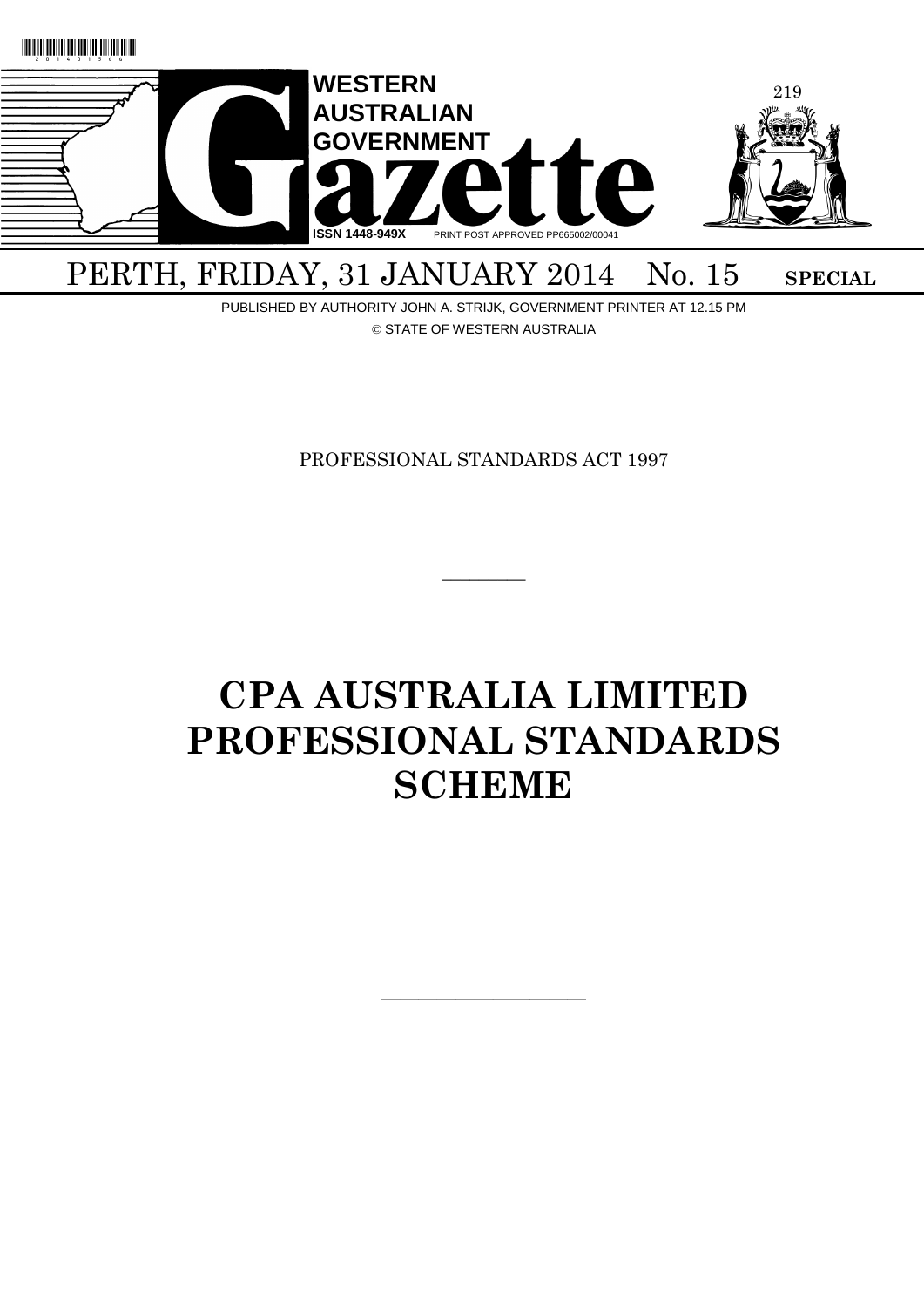# WESTERN AUSTRALIAN GOVERNMENT Gazette

ISSN 1448-949X PRINT POST APPROVED PP665002/00041

PERTH, FRIDAY, 31 JANUARY 2014 No. 15 **SPECIAL**

PUBLISHED BY AUTHORITY JOHN A. STRIJK, GOVERNMENT PRINTER AT 12.15 PM

© STATE OF WESTERN AUSTRALIA

PROFESSIONAL STANDARDS ACT 1997

---

# CPA AUSTRALIA LIMITED PROFESSIONAL STANDARDS SCHEME

---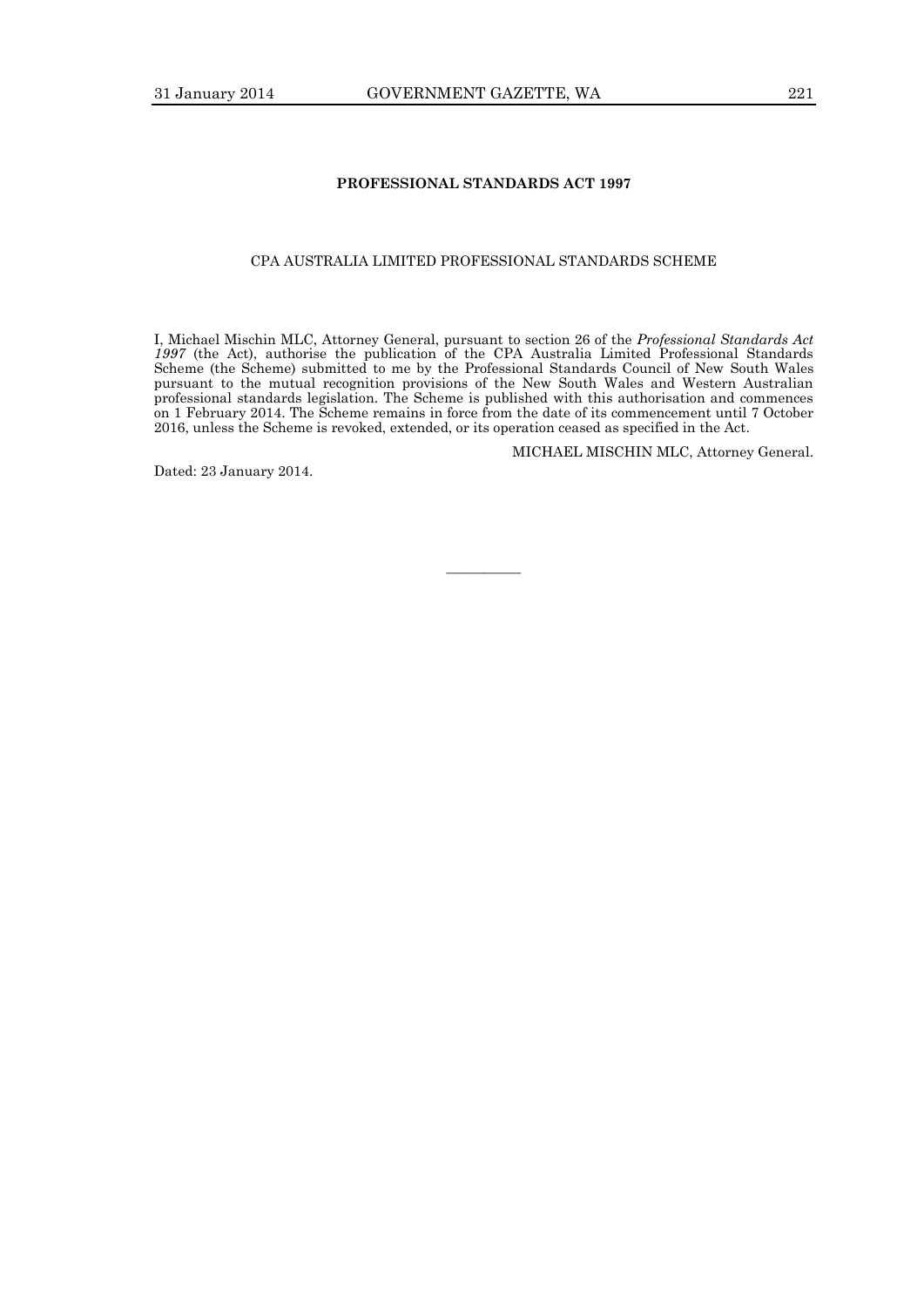**PROFESSIONAL STANDARDS ACT 1997**

CPA AUSTRALIA LIMITED PROFESSIONAL STANDARDS SCHEME

I, Michael Mischin MLC, Attorney General, pursuant to section 26 of the *Professional Standards Act 1997* (the Act), authorise the publication of the CPA Australia Limited Professional Standards Scheme (the Scheme) submitted to me by the Professional Standards Council of New South Wales pursuant to the mutual recognition provisions of the New South Wales and Western Australian professional standards legislation. The Scheme is published with this authorisation and commences on 1 February 2014. The Scheme remains in force from the date of its commencement until 7 October 2016, unless the Scheme is revoked, extended, or its operation ceased as specified in the Act.

MICHAEL MISCHIN MLC, Attorney General.

Dated: 23 January 2014.

---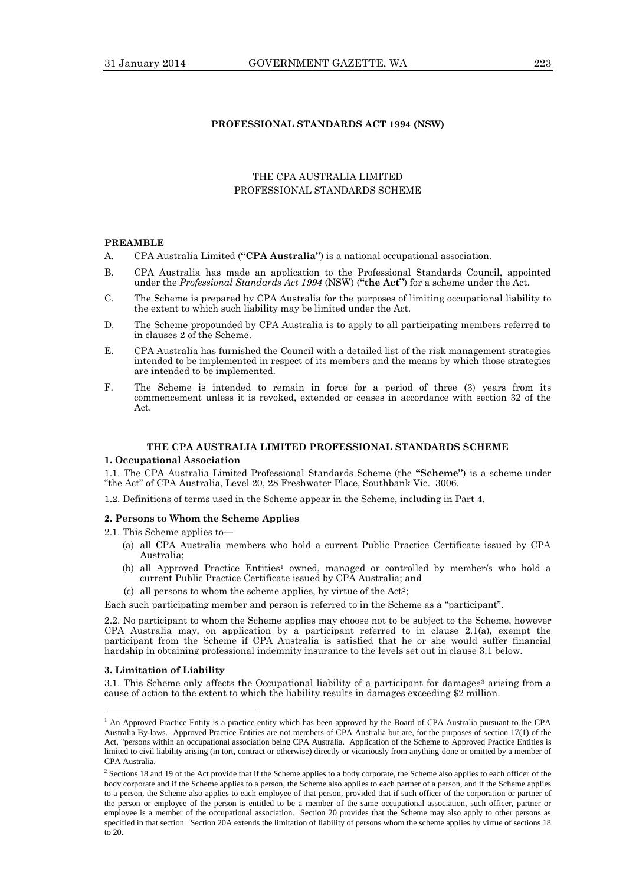## PROFESSIONAL STANDARDS ACT 1994 (NSW)

THE CPA AUSTRALIA LIMITED
PROFESSIONAL STANDARDS SCHEME

### PREAMBLE

A. CPA Australia Limited (**"CPA Australia"**) is a national occupational association.

B. CPA Australia has made an application to the Professional Standards Council, appointed under the *Professional Standards Act 1994* (NSW) (**"the Act"**) for a scheme under the Act.

C. The Scheme is prepared by CPA Australia for the purposes of limiting occupational liability to the extent to which such liability may be limited under the Act.

D. The Scheme propounded by CPA Australia is to apply to all participating members referred to in clauses 2 of the Scheme.

E. CPA Australia has furnished the Council with a detailed list of the risk management strategies intended to be implemented in respect of its members and the means by which those strategies are intended to be implemented.

F. The Scheme is intended to remain in force for a period of three (3) years from its commencement unless it is revoked, extended or ceases in accordance with section 32 of the Act.

### THE CPA AUSTRALIA LIMITED PROFESSIONAL STANDARDS SCHEME

**1. Occupational Association**

1.1. The CPA Australia Limited Professional Standards Scheme (the **"Scheme"**) is a scheme under "the Act" of CPA Australia, Level 20, 28 Freshwater Place, Southbank Vic. 3006.

1.2. Definitions of terms used in the Scheme appear in the Scheme, including in Part 4.

**2. Persons to Whom the Scheme Applies**

2.1. This Scheme applies to—

(a) all CPA Australia members who hold a current Public Practice Certificate issued by CPA Australia;

(b) all Approved Practice Entities[1] owned, managed or controlled by member/s who hold a current Public Practice Certificate issued by CPA Australia; and

(c) all persons to whom the scheme applies, by virtue of the Act[2];

Each such participating member and person is referred to in the Scheme as a "participant".

2.2. No participant to whom the Scheme applies may choose not to be subject to the Scheme, however CPA Australia may, on application by a participant referred to in clause 2.1(a), exempt the participant from the Scheme if CPA Australia is satisfied that he or she would suffer financial hardship in obtaining professional indemnity insurance to the levels set out in clause 3.1 below.

**3. Limitation of Liability**

3.1. This Scheme only affects the Occupational liability of a participant for damages[3] arising from a cause of action to the extent to which the liability results in damages exceeding $2 million.

---

[1] An Approved Practice Entity is a practice entity which has been approved by the Board of CPA Australia pursuant to the CPA Australia By-laws. Approved Practice Entities are not members of CPA Australia but are, for the purposes of section 17(1) of the Act, "persons within an occupational association being CPA Australia. Application of the Scheme to Approved Practice Entities is limited to civil liability arising (in tort, contract or otherwise) directly or vicariously from anything done or omitted by a member of CPA Australia.

[2] Sections 18 and 19 of the Act provide that if the Scheme applies to a body corporate, the Scheme also applies to each officer of the body corporate and if the Scheme applies to a person, the Scheme also applies to each partner of a person, and if the Scheme applies to a person, the Scheme also applies to each employee of that person, provided that if such officer of the corporation or partner of the person or employee of the person is entitled to be a member of the same occupational association, such officer, partner or employee is a member of the occupational association. Section 20 provides that the Scheme may also apply to other persons as specified in that section. Section 20A extends the limitation of liability of persons whom the scheme applies by virtue of sections 18 to 20.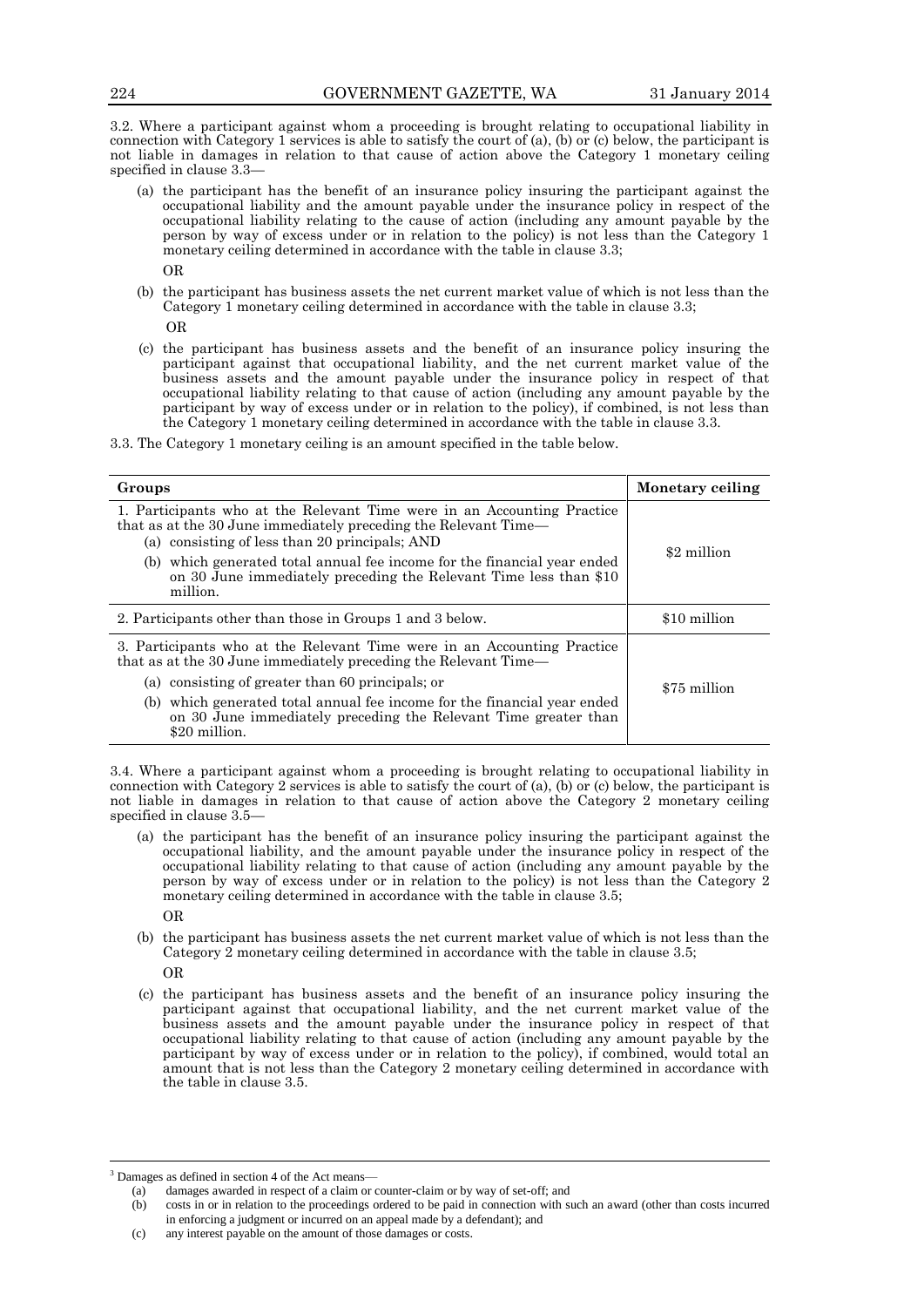3.2. Where a participant against whom a proceeding is brought relating to occupational liability in connection with Category 1 services is able to satisfy the court of (a), (b) or (c) below, the participant is not liable in damages in relation to that cause of action above the Category 1 monetary ceiling specified in clause 3.3—

(a) the participant has the benefit of an insurance policy insuring the participant against the occupational liability and the amount payable under the insurance policy in respect of the occupational liability relating to the cause of action (including any amount payable by the person by way of excess under or in relation to the policy) is not less than the Category 1 monetary ceiling determined in accordance with the table in clause 3.3;

OR

(b) the participant has business assets the net current market value of which is not less than the Category 1 monetary ceiling determined in accordance with the table in clause 3.3;

OR

(c) the participant has business assets and the benefit of an insurance policy insuring the participant against that occupational liability, and the net current market value of the business assets and the amount payable under the insurance policy in respect of that occupational liability relating to that cause of action (including any amount payable by the participant by way of excess under or in relation to the policy), if combined, is not less than the Category 1 monetary ceiling determined in accordance with the table in clause 3.3.

3.3. The Category 1 monetary ceiling is an amount specified in the table below.

| Groups | Monetary ceiling |
|---|---|
| 1. Participants who at the Relevant Time were in an Accounting Practice that as at the 30 June immediately preceding the Relevant Time—<br>(a) consisting of less than 20 principals; AND<br>(b) which generated total annual fee income for the financial year ended on 30 June immediately preceding the Relevant Time less than $10 million. | $2 million |
| 2. Participants other than those in Groups 1 and 3 below. | $10 million |
| 3. Participants who at the Relevant Time were in an Accounting Practice that as at the 30 June immediately preceding the Relevant Time—<br>(a) consisting of greater than 60 principals; or<br>(b) which generated total annual fee income for the financial year ended on 30 June immediately preceding the Relevant Time greater than $20 million. | $75 million |

3.4. Where a participant against whom a proceeding is brought relating to occupational liability in connection with Category 2 services is able to satisfy the court of (a), (b) or (c) below, the participant is not liable in damages in relation to that cause of action above the Category 2 monetary ceiling specified in clause 3.5—

(a) the participant has the benefit of an insurance policy insuring the participant against the occupational liability, and the amount payable under the insurance policy in respect of the occupational liability relating to that cause of action (including any amount payable by the person by way of excess under or in relation to the policy) is not less than the Category 2 monetary ceiling determined in accordance with the table in clause 3.5;

OR

(b) the participant has business assets the net current market value of which is not less than the Category 2 monetary ceiling determined in accordance with the table in clause 3.5;

OR

(c) the participant has business assets and the benefit of an insurance policy insuring the participant against that occupational liability, and the net current market value of the business assets and the amount payable under the insurance policy in respect of that occupational liability relating to that cause of action (including any amount payable by the participant by way of excess under or in relation to the policy), if combined, would total an amount that is not less than the Category 2 monetary ceiling determined in accordance with the table in clause 3.5.

---

[3] Damages as defined in section 4 of the Act means—

(a) damages awarded in respect of a claim or counter-claim or by way of set-off; and

(b) costs in or in relation to the proceedings ordered to be paid in connection with such an award (other than costs incurred in enforcing a judgment or incurred on an appeal made by a defendant); and

(c) any interest payable on the amount of those damages or costs.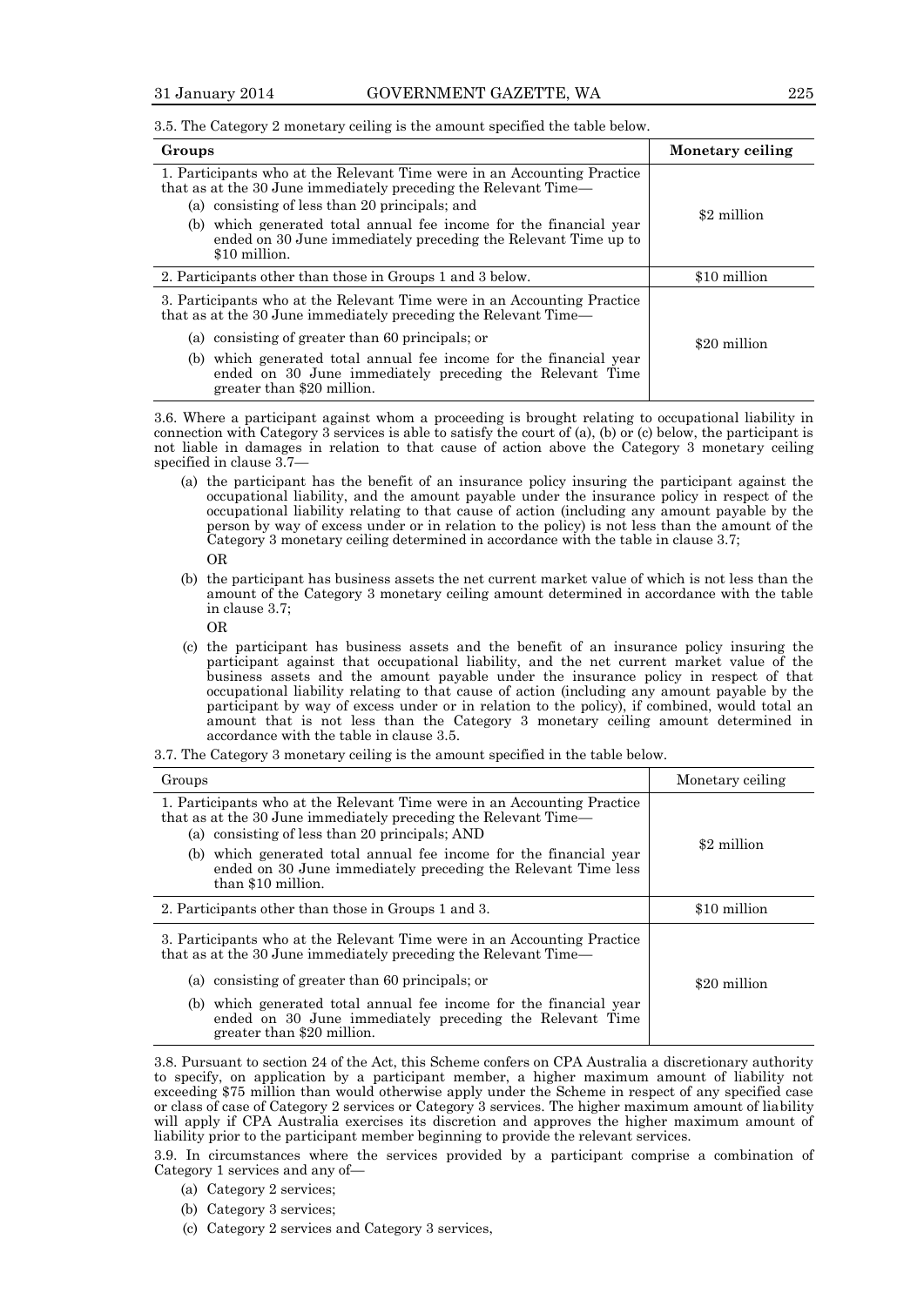3.5. The Category 2 monetary ceiling is the amount specified the table below.

| Groups | Monetary ceiling |
|---|---|
| 1. Participants who at the Relevant Time were in an Accounting Practice that as at the 30 June immediately preceding the Relevant Time—<br>(a) consisting of less than 20 principals; and<br>(b) which generated total annual fee income for the financial year ended on 30 June immediately preceding the Relevant Time up to \$10 million. | \$2 million |
| 2. Participants other than those in Groups 1 and 3 below. | \$10 million |
| 3. Participants who at the Relevant Time were in an Accounting Practice that as at the 30 June immediately preceding the Relevant Time—<br>(a) consisting of greater than 60 principals; or<br>(b) which generated total annual fee income for the financial year ended on 30 June immediately preceding the Relevant Time greater than \$20 million. | \$20 million |

3.6. Where a participant against whom a proceeding is brought relating to occupational liability in connection with Category 3 services is able to satisfy the court of (a), (b) or (c) below, the participant is not liable in damages in relation to that cause of action above the Category 3 monetary ceiling specified in clause 3.7—

(a) the participant has the benefit of an insurance policy insuring the participant against the occupational liability, and the amount payable under the insurance policy in respect of the occupational liability relating to that cause of action (including any amount payable by the person by way of excess under or in relation to the policy) is not less than the amount of the Category 3 monetary ceiling determined in accordance with the table in clause 3.7;

OR

(b) the participant has business assets the net current market value of which is not less than the amount of the Category 3 monetary ceiling amount determined in accordance with the table in clause 3.7;

OR

(c) the participant has business assets and the benefit of an insurance policy insuring the participant against that occupational liability, and the net current market value of the business assets and the amount payable under the insurance policy in respect of that occupational liability relating to that cause of action (including any amount payable by the participant by way of excess under or in relation to the policy), if combined, would total an amount that is not less than the Category 3 monetary ceiling amount determined in accordance with the table in clause 3.5.

3.7. The Category 3 monetary ceiling is the amount specified in the table below.

| Groups | Monetary ceiling |
|---|---|
| 1. Participants who at the Relevant Time were in an Accounting Practice that as at the 30 June immediately preceding the Relevant Time—<br>(a) consisting of less than 20 principals; AND<br>(b) which generated total annual fee income for the financial year ended on 30 June immediately preceding the Relevant Time less than \$10 million. | \$2 million |
| 2. Participants other than those in Groups 1 and 3. | \$10 million |
| 3. Participants who at the Relevant Time were in an Accounting Practice that as at the 30 June immediately preceding the Relevant Time—<br>(a) consisting of greater than 60 principals; or<br>(b) which generated total annual fee income for the financial year ended on 30 June immediately preceding the Relevant Time greater than \$20 million. | \$20 million |

3.8. Pursuant to section 24 of the Act, this Scheme confers on CPA Australia a discretionary authority to specify, on application by a participant member, a higher maximum amount of liability not exceeding \$75 million than would otherwise apply under the Scheme in respect of any specified case or class of case of Category 2 services or Category 3 services. The higher maximum amount of liability will apply if CPA Australia exercises its discretion and approves the higher maximum amount of liability prior to the participant member beginning to provide the relevant services.

3.9. In circumstances where the services provided by a participant comprise a combination of Category 1 services and any of—

(a) Category 2 services;

(b) Category 3 services;

(c) Category 2 services and Category 3 services,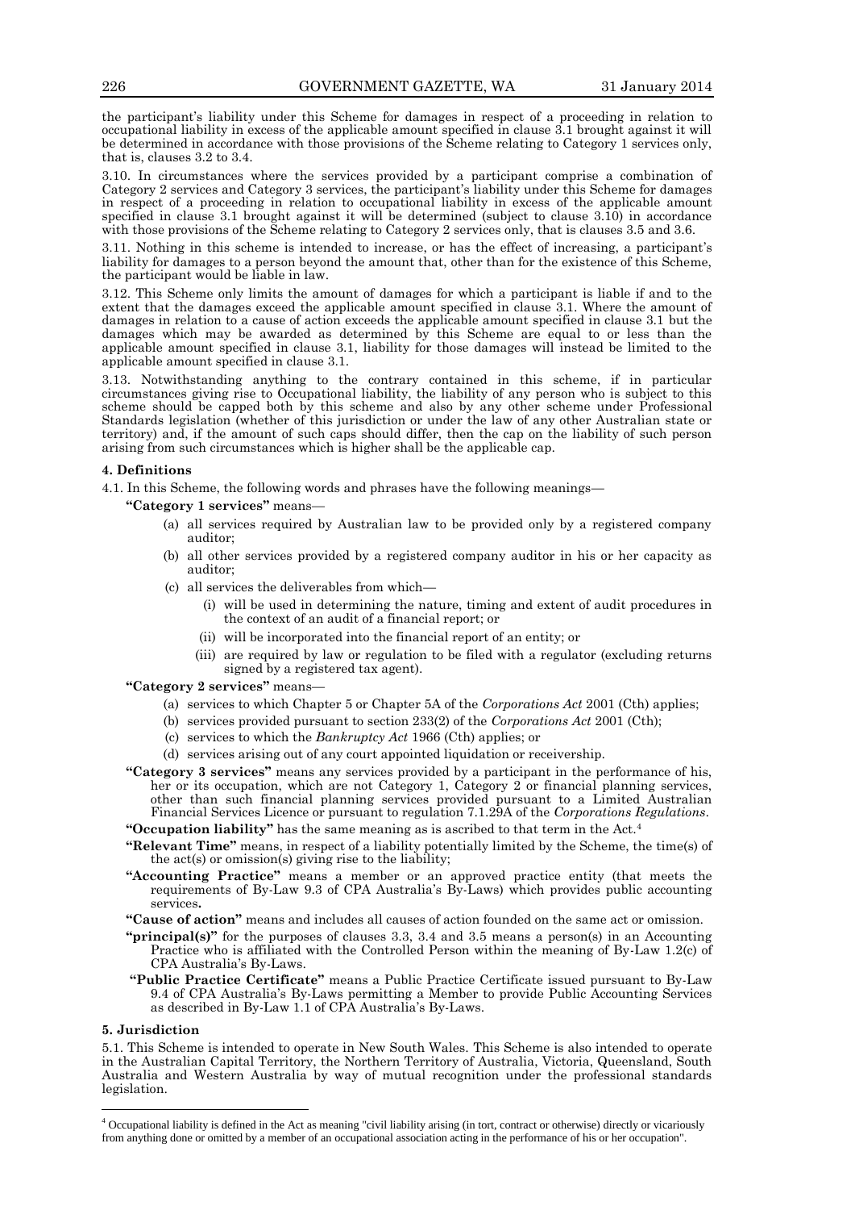the participant's liability under this Scheme for damages in respect of a proceeding in relation to occupational liability in excess of the applicable amount specified in clause 3.1 brought against it will be determined in accordance with those provisions of the Scheme relating to Category 1 services only, that is, clauses 3.2 to 3.4.

3.10. In circumstances where the services provided by a participant comprise a combination of Category 2 services and Category 3 services, the participant's liability under this Scheme for damages in respect of a proceeding in relation to occupational liability in excess of the applicable amount specified in clause 3.1 brought against it will be determined (subject to clause 3.10) in accordance with those provisions of the Scheme relating to Category 2 services only, that is clauses 3.5 and 3.6.

3.11. Nothing in this scheme is intended to increase, or has the effect of increasing, a participant's liability for damages to a person beyond the amount that, other than for the existence of this Scheme, the participant would be liable in law.

3.12. This Scheme only limits the amount of damages for which a participant is liable if and to the extent that the damages exceed the applicable amount specified in clause 3.1. Where the amount of damages in relation to a cause of action exceeds the applicable amount specified in clause 3.1 but the damages which may be awarded as determined by this Scheme are equal to or less than the applicable amount specified in clause 3.1, liability for those damages will instead be limited to the applicable amount specified in clause 3.1.

3.13. Notwithstanding anything to the contrary contained in this scheme, if in particular circumstances giving rise to Occupational liability, the liability of any person who is subject to this scheme should be capped both by this scheme and also by any other scheme under Professional Standards legislation (whether of this jurisdiction or under the law of any other Australian state or territory) and, if the amount of such caps should differ, then the cap on the liability of such person arising from such circumstances which is higher shall be the applicable cap.

**4. Definitions**

4.1. In this Scheme, the following words and phrases have the following meanings—

**"Category 1 services"** means—

(a) all services required by Australian law to be provided only by a registered company auditor;

(b) all other services provided by a registered company auditor in his or her capacity as auditor;

(c) all services the deliverables from which—

(i) will be used in determining the nature, timing and extent of audit procedures in the context of an audit of a financial report; or

(ii) will be incorporated into the financial report of an entity; or

(iii) are required by law or regulation to be filed with a regulator (excluding returns signed by a registered tax agent).

**"Category 2 services"** means—

(a) services to which Chapter 5 or Chapter 5A of the *Corporations Act* 2001 (Cth) applies;

(b) services provided pursuant to section 233(2) of the *Corporations Act* 2001 (Cth);

(c) services to which the *Bankruptcy Act* 1966 (Cth) applies; or

(d) services arising out of any court appointed liquidation or receivership.

**"Category 3 services"** means any services provided by a participant in the performance of his, her or its occupation, which are not Category 1, Category 2 or financial planning services, other than such financial planning services provided pursuant to a Limited Australian Financial Services Licence or pursuant to regulation 7.1.29A of the *Corporations Regulations*.

**"Occupation liability"** has the same meaning as is ascribed to that term in the Act.[4]

**"Relevant Time"** means, in respect of a liability potentially limited by the Scheme, the time(s) of the act(s) or omission(s) giving rise to the liability;

**"Accounting Practice"** means a member or an approved practice entity (that meets the requirements of By-Law 9.3 of CPA Australia's By-Laws) which provides public accounting services**.**

**"Cause of action"** means and includes all causes of action founded on the same act or omission.

**"principal(s)"** for the purposes of clauses 3.3, 3.4 and 3.5 means a person(s) in an Accounting Practice who is affiliated with the Controlled Person within the meaning of By-Law 1.2(c) of CPA Australia's By-Laws.

**"Public Practice Certificate"** means a Public Practice Certificate issued pursuant to By-Law 9.4 of CPA Australia's By-Laws permitting a Member to provide Public Accounting Services as described in By-Law 1.1 of CPA Australia's By-Laws.

**5. Jurisdiction**

5.1. This Scheme is intended to operate in New South Wales. This Scheme is also intended to operate in the Australian Capital Territory, the Northern Territory of Australia, Victoria, Queensland, South Australia and Western Australia by way of mutual recognition under the professional standards legislation.

---

[4] Occupational liability is defined in the Act as meaning "civil liability arising (in tort, contract or otherwise) directly or vicariously from anything done or omitted by a member of an occupational association acting in the performance of his or her occupation".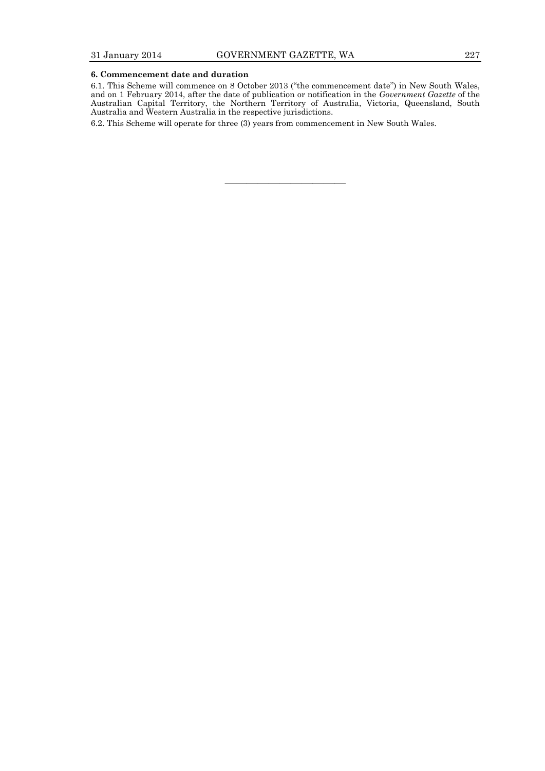**6. Commencement date and duration**

6.1. This Scheme will commence on 8 October 2013 ("the commencement date") in New South Wales, and on 1 February 2014, after the date of publication or notification in the *Government Gazette* of the Australian Capital Territory, the Northern Territory of Australia, Victoria, Queensland, South Australia and Western Australia in the respective jurisdictions.

6.2. This Scheme will operate for three (3) years from commencement in New South Wales.

---